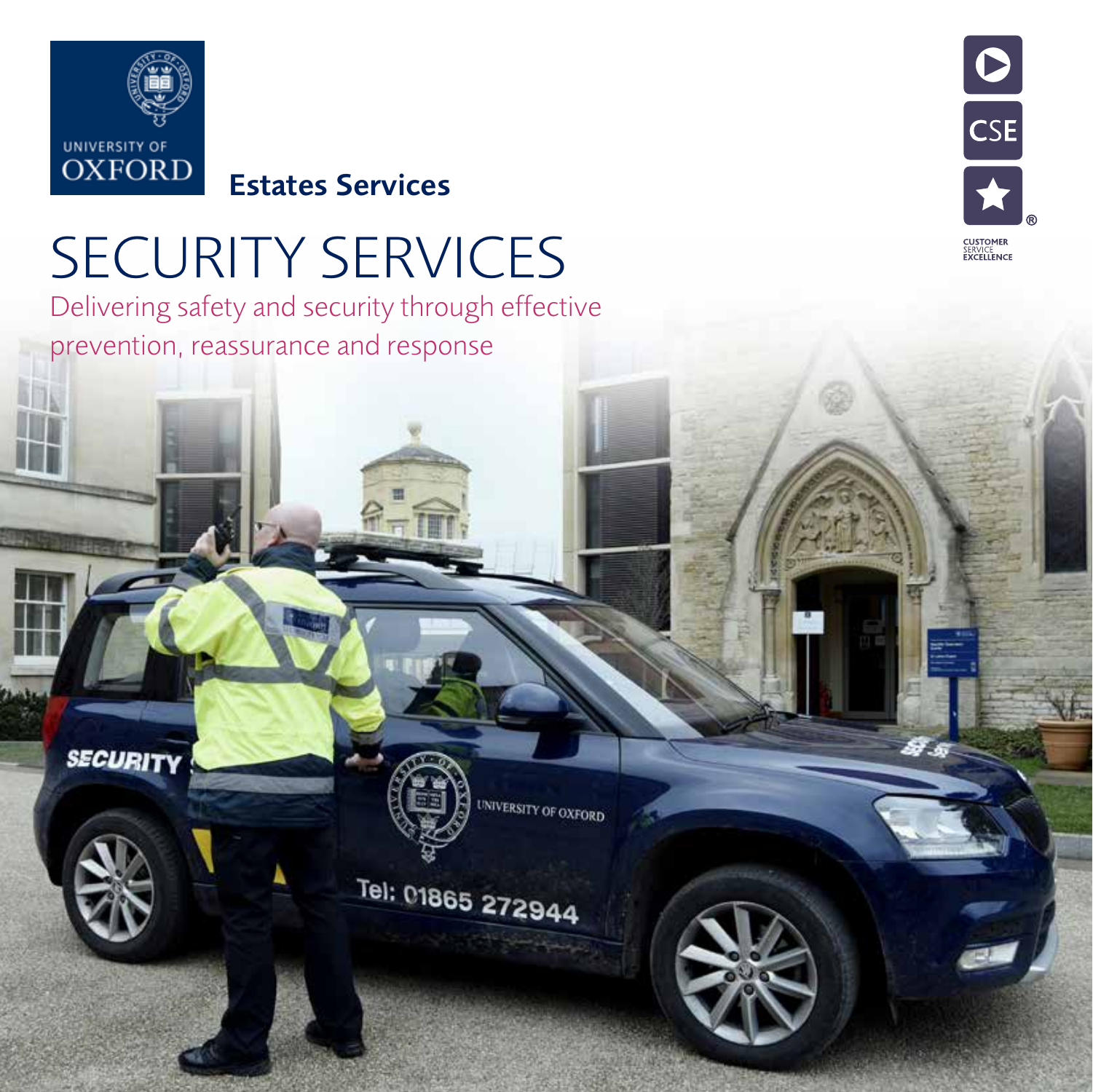UNIVERSITY OF OXFORD

**Estates Services**

# SECURITY SERVICES

Delivering safety and security through effective prevention, reassurance and response

CUSTOMER SERVICE EXCELLENCE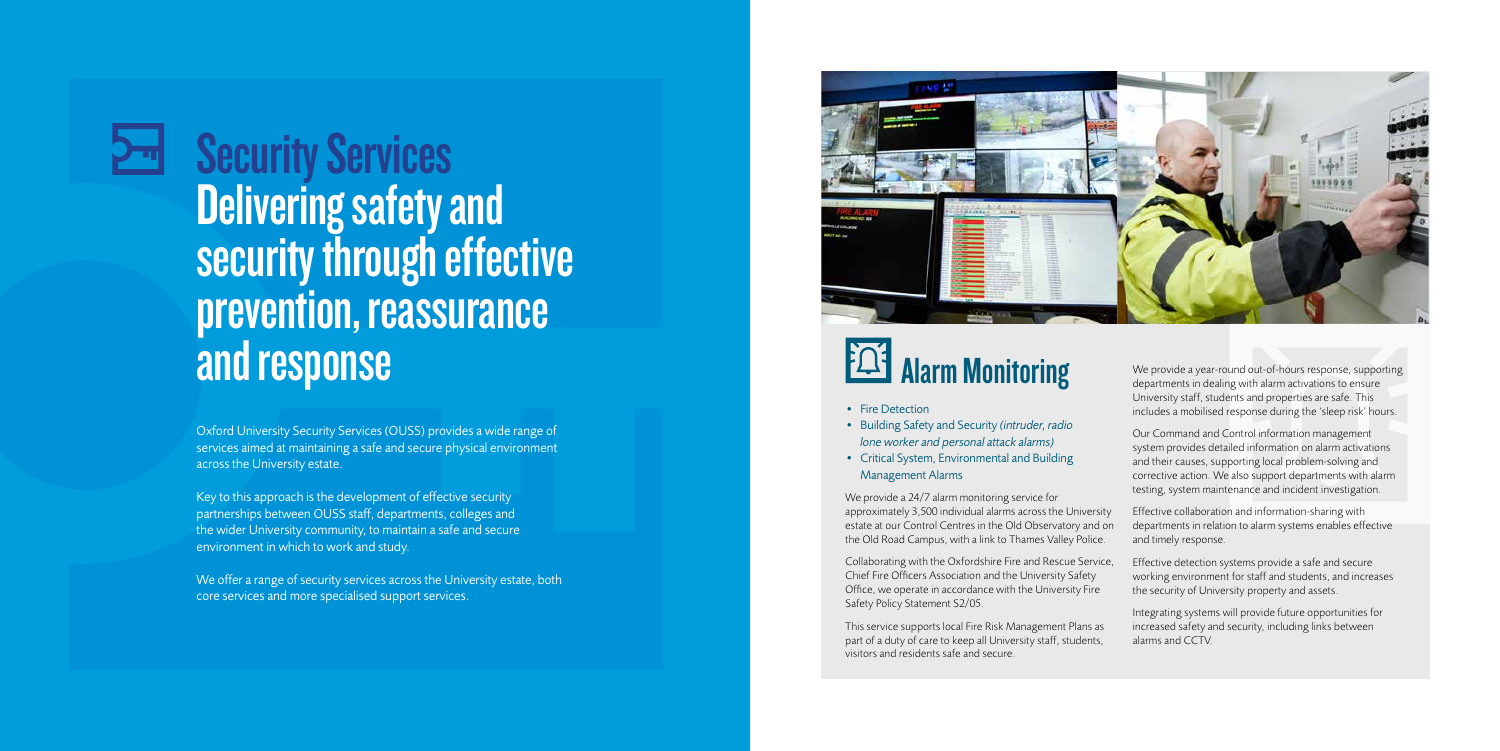# Security Services

## Delivering safety and security through effective prevention, reassurance and response

Oxford University Security Services (OUSS) provides a wide range of services aimed at maintaining a safe and secure physical environment across the University estate.

Key to this approach is the development of effective security partnerships between OUSS staff, departments, colleges and the wider University community, to maintain a safe and secure environment in which to work and study.

We offer a range of security services across the University estate, both core services and more specialised support services.

## Alarm Monitoring

- Fire Detection
- Building Safety and Security *(intruder, radio lone worker and personal attack alarms)*
- Critical System, Environmental and Building Management Alarms

We provide a 24/7 alarm monitoring service for approximately 3,500 individual alarms across the University estate at our Control Centres in the Old Observatory and on the Old Road Campus, with a link to Thames Valley Police.

Collaborating with the Oxfordshire Fire and Rescue Service, Chief Fire Officers Association and the University Safety Office, we operate in accordance with the University Fire Safety Policy Statement S2/05.

This service supports local Fire Risk Management Plans as part of a duty of care to keep all University staff, students, visitors and residents safe and secure.

We provide a year-round out-of-hours response, supporting departments in dealing with alarm activations to ensure University staff, students and properties are safe. This includes a mobilised response during the 'sleep risk' hours.

Our Command and Control information management system provides detailed information on alarm activations and their causes, supporting local problem-solving and corrective action. We also support departments with alarm testing, system maintenance and incident investigation.

Effective collaboration and information-sharing with departments in relation to alarm systems enables effective and timely response.

Effective detection systems provide a safe and secure working environment for staff and students, and increases the security of University property and assets.

Integrating systems will provide future opportunities for increased safety and security, including links between alarms and CCTV.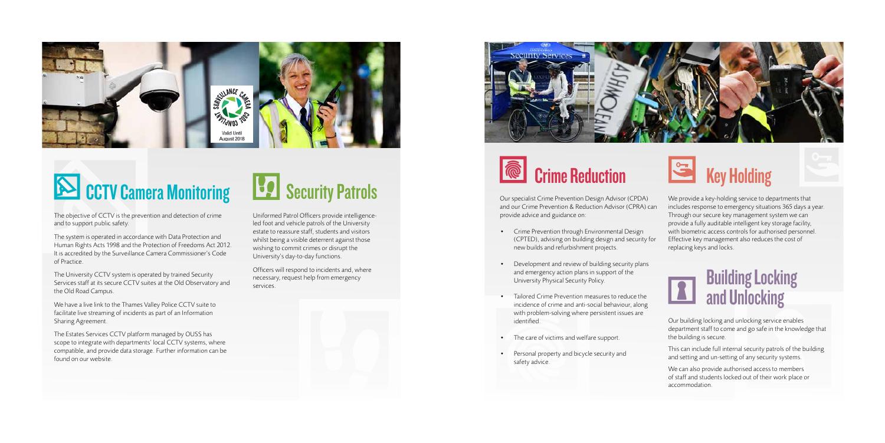## CCTV Camera Monitoring

The objective of CCTV is the prevention and detection of crime and to support public safety.

The system is operated in accordance with Data Protection and Human Rights Acts 1998 and the Protection of Freedoms Act 2012. It is accredited by the Surveillance Camera Commissioner's Code of Practice.

The University CCTV system is operated by trained Security Services staff at its secure CCTV suites at the Old Observatory and the Old Road Campus.

We have a live link to the Thames Valley Police CCTV suite to facilitate live streaming of incidents as part of an Information Sharing Agreement.

The Estates Services CCTV platform managed by OUSS has scope to integrate with departments' local CCTV systems, where compatible, and provide data storage. Further information can be found on our website.

## Security Patrols

Uniformed Patrol Officers provide intelligence-led foot and vehicle patrols of the University estate to reassure staff, students and visitors whilst being a visible deterrent against those wishing to commit crimes or disrupt the University's day-to-day functions.

Officers will respond to incidents and, where necessary, request help from emergency services.

## Crime Reduction

Our specialist Crime Prevention Design Advisor (CPDA) and our Crime Prevention & Reduction Advisor (CPRA) can provide advice and guidance on:

- Crime Prevention through Environmental Design (CPTED), advising on building design and security for new builds and refurbishment projects.
- Development and review of building security plans and emergency action plans in support of the University Physical Security Policy.
- Tailored Crime Prevention measures to reduce the incidence of crime and anti-social behaviour, along with problem-solving where persistent issues are identified.
- The care of victims and welfare support.
- Personal property and bicycle security and safety advice.

## Key Holding

We provide a key-holding service to departments that includes response to emergency situations 365 days a year. Through our secure key management system we can provide a fully auditable intelligent key storage facility, with biometric access controls for authorised personnel. Effective key management also reduces the cost of replacing keys and locks.

## Building Locking and Unlocking

Our building locking and unlocking service enables department staff to come and go safe in the knowledge that the building is secure.

This can include full internal security patrols of the building and setting and un-setting of any security systems.

We can also provide authorised access to members of staff and students locked out of their work place or accommodation.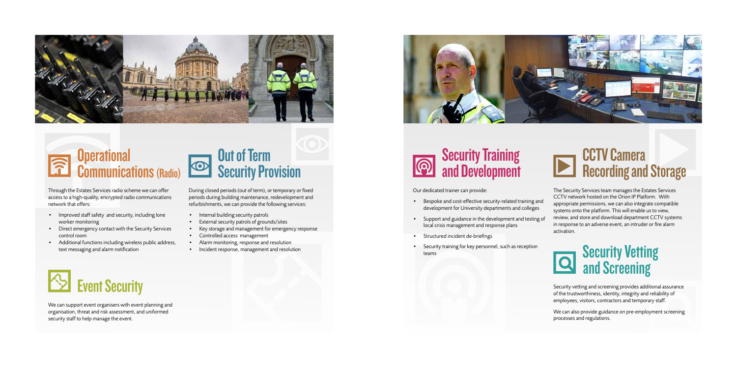## Operational Communications (Radio)

Through the Estates Services radio scheme we can offer access to a high-quality, encrypted radio communications network that offers:

- Improved staff safety and security, including lone worker monitoring
- Direct emergency contact with the Security Services control room
- Additional functions including wireless public address, text messaging and alarm notification

## Out of Term Security Provision

During closed periods (out of term), or temporary or fixed periods during building maintenance, redevelopment and refurbishments, we can provide the following services:

- Internal building security patrols
- External security patrols of grounds/sites
- Key storage and management for emergency response
- Controlled access management
- Alarm monitoring, response and resolution
- Incident response, management and resolution

## Event Security

We can support event organisers with event planning and organisation, threat and risk assessment, and uniformed security staff to help manage the event.

## Security Training and Development

Our dedicated trainer can provide:

- Bespoke and cost-effective security-related training and development for University departments and colleges
- Support and guidance in the development and testing of local crisis management and response plans
- Structured incident de-briefings
- Security training for key personnel, such as reception teams

## CCTV Camera Recording and Storage

The Security Services team manages the Estates Services CCTV network hosted on the Orion IP Platform. With appropriate permissions, we can also integrate compatible systems onto the platform. This will enable us to view, review, and store and download department CCTV systems in response to an adverse event, an intruder or fire alarm activation.

## Security Vetting and Screening

Security vetting and screening provides additional assurance of the trustworthiness, identity, integrity and reliability of employees, visitors, contractors and temporary staff.

We can also provide guidance on pre-employment screening processes and regulations.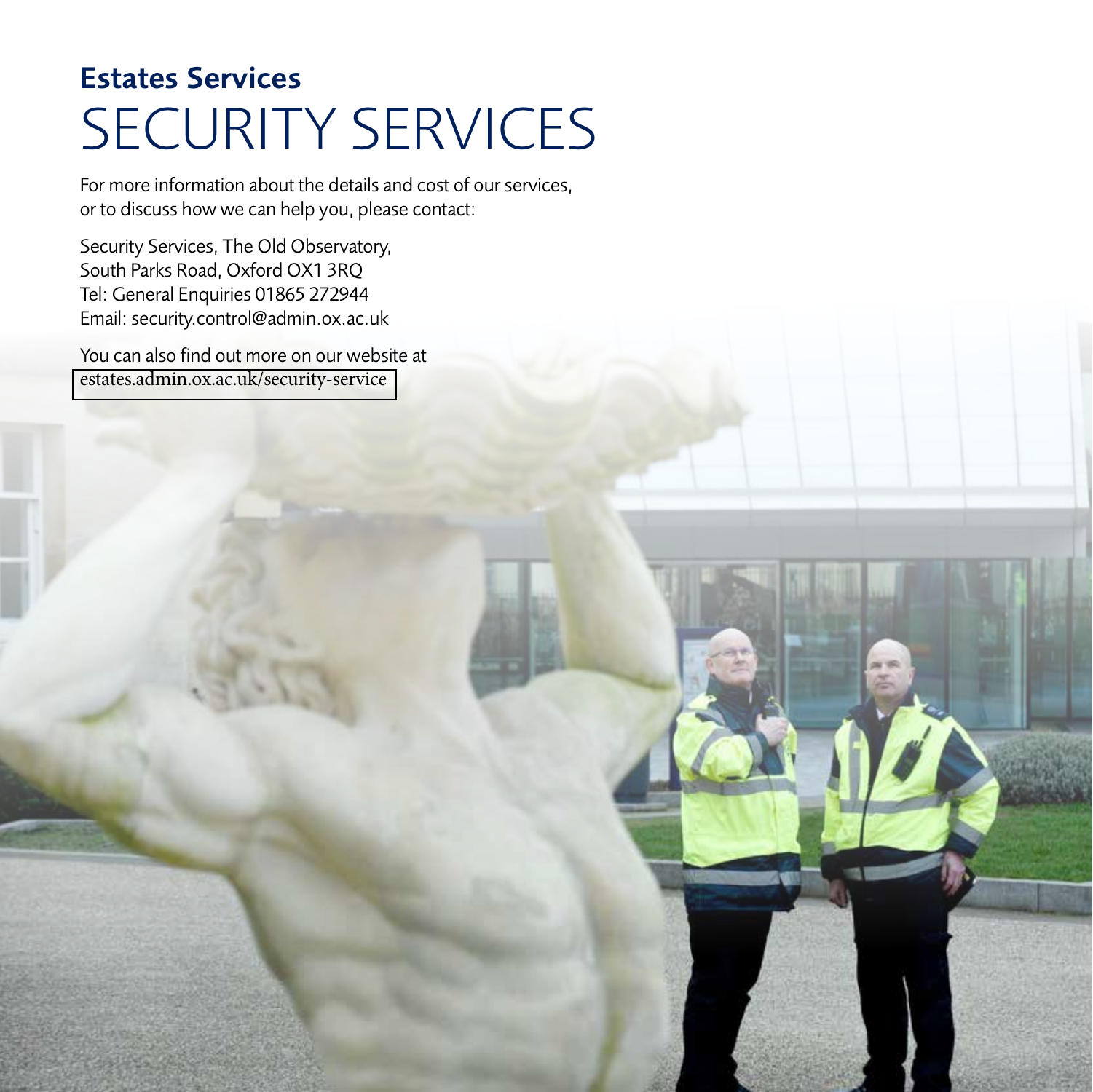## Estates Services

# SECURITY SERVICES

For more information about the details and cost of our services, or to discuss how we can help you, please contact:

Security Services, The Old Observatory,
South Parks Road, Oxford OX1 3RQ
Tel: General Enquiries 01865 272944
Email: security.control@admin.ox.ac.uk

You can also find out more on our website at
estates.admin.ox.ac.uk/security-service